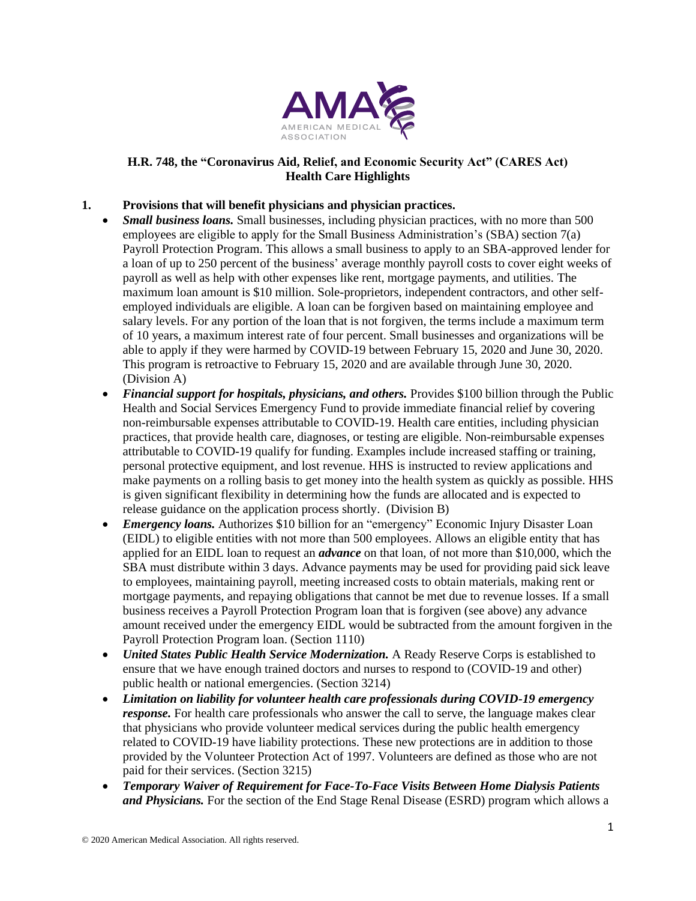# H.R. 748, the "Coronavirus Aid, Relief, and Economic Security Act" (CARES Act) Health Care Highlights

## 1. Provisions that will benefit physicians and physician practices.

- ***Small business loans.*** Small businesses, including physician practices, with no more than 500 employees are eligible to apply for the Small Business Administration's (SBA) section 7(a) Payroll Protection Program. This allows a small business to apply to an SBA-approved lender for a loan of up to 250 percent of the business' average monthly payroll costs to cover eight weeks of payroll as well as help with other expenses like rent, mortgage payments, and utilities. The maximum loan amount is $10 million. Sole-proprietors, independent contractors, and other self-employed individuals are eligible. A loan can be forgiven based on maintaining employee and salary levels. For any portion of the loan that is not forgiven, the terms include a maximum term of 10 years, a maximum interest rate of four percent. Small businesses and organizations will be able to apply if they were harmed by COVID-19 between February 15, 2020 and June 30, 2020. This program is retroactive to February 15, 2020 and are available through June 30, 2020. (Division A)
- ***Financial support for hospitals, physicians, and others.*** Provides $100 billion through the Public Health and Social Services Emergency Fund to provide immediate financial relief by covering non-reimbursable expenses attributable to COVID-19. Health care entities, including physician practices, that provide health care, diagnoses, or testing are eligible. Non-reimbursable expenses attributable to COVID-19 qualify for funding. Examples include increased staffing or training, personal protective equipment, and lost revenue. HHS is instructed to review applications and make payments on a rolling basis to get money into the health system as quickly as possible. HHS is given significant flexibility in determining how the funds are allocated and is expected to release guidance on the application process shortly. (Division B)
- ***Emergency loans.*** Authorizes $10 billion for an "emergency" Economic Injury Disaster Loan (EIDL) to eligible entities with not more than 500 employees. Allows an eligible entity that has applied for an EIDL loan to request an ***advance*** on that loan, of not more than $10,000, which the SBA must distribute within 3 days. Advance payments may be used for providing paid sick leave to employees, maintaining payroll, meeting increased costs to obtain materials, making rent or mortgage payments, and repaying obligations that cannot be met due to revenue losses. If a small business receives a Payroll Protection Program loan that is forgiven (see above) any advance amount received under the emergency EIDL would be subtracted from the amount forgiven in the Payroll Protection Program loan. (Section 1110)
- ***United States Public Health Service Modernization.*** A Ready Reserve Corps is established to ensure that we have enough trained doctors and nurses to respond to (COVID-19 and other) public health or national emergencies. (Section 3214)
- ***Limitation on liability for volunteer health care professionals during COVID-19 emergency response.*** For health care professionals who answer the call to serve, the language makes clear that physicians who provide volunteer medical services during the public health emergency related to COVID-19 have liability protections. These new protections are in addition to those provided by the Volunteer Protection Act of 1997. Volunteers are defined as those who are not paid for their services. (Section 3215)
- ***Temporary Waiver of Requirement for Face-To-Face Visits Between Home Dialysis Patients and Physicians.*** For the section of the End Stage Renal Disease (ESRD) program which allows a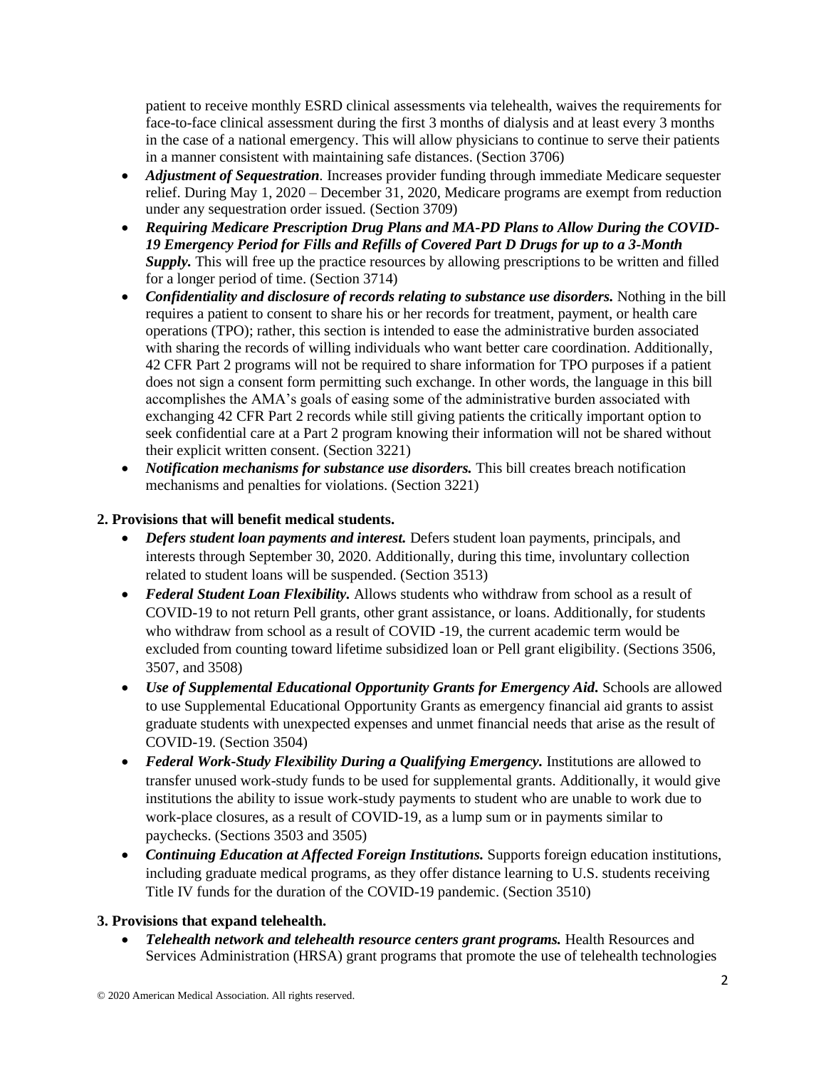patient to receive monthly ESRD clinical assessments via telehealth, waives the requirements for face-to-face clinical assessment during the first 3 months of dialysis and at least every 3 months in the case of a national emergency. This will allow physicians to continue to serve their patients in a manner consistent with maintaining safe distances. (Section 3706)

- ***Adjustment of Sequestration***. Increases provider funding through immediate Medicare sequester relief. During May 1, 2020 – December 31, 2020, Medicare programs are exempt from reduction under any sequestration order issued. (Section 3709)
- ***Requiring Medicare Prescription Drug Plans and MA-PD Plans to Allow During the COVID-19 Emergency Period for Fills and Refills of Covered Part D Drugs for up to a 3-Month Supply.*** This will free up the practice resources by allowing prescriptions to be written and filled for a longer period of time. (Section 3714)
- ***Confidentiality and disclosure of records relating to substance use disorders.*** Nothing in the bill requires a patient to consent to share his or her records for treatment, payment, or health care operations (TPO); rather, this section is intended to ease the administrative burden associated with sharing the records of willing individuals who want better care coordination. Additionally, 42 CFR Part 2 programs will not be required to share information for TPO purposes if a patient does not sign a consent form permitting such exchange. In other words, the language in this bill accomplishes the AMA's goals of easing some of the administrative burden associated with exchanging 42 CFR Part 2 records while still giving patients the critically important option to seek confidential care at a Part 2 program knowing their information will not be shared without their explicit written consent. (Section 3221)
- ***Notification mechanisms for substance use disorders.*** This bill creates breach notification mechanisms and penalties for violations. (Section 3221)

**2. Provisions that will benefit medical students.**

- ***Defers student loan payments and interest.*** Defers student loan payments, principals, and interests through September 30, 2020. Additionally, during this time, involuntary collection related to student loans will be suspended. (Section 3513)
- ***Federal Student Loan Flexibility.*** Allows students who withdraw from school as a result of COVID-19 to not return Pell grants, other grant assistance, or loans. Additionally, for students who withdraw from school as a result of COVID -19, the current academic term would be excluded from counting toward lifetime subsidized loan or Pell grant eligibility. (Sections 3506, 3507, and 3508)
- ***Use of Supplemental Educational Opportunity Grants for Emergency Aid.*** Schools are allowed to use Supplemental Educational Opportunity Grants as emergency financial aid grants to assist graduate students with unexpected expenses and unmet financial needs that arise as the result of COVID-19. (Section 3504)
- ***Federal Work-Study Flexibility During a Qualifying Emergency.*** Institutions are allowed to transfer unused work-study funds to be used for supplemental grants. Additionally, it would give institutions the ability to issue work-study payments to student who are unable to work due to work-place closures, as a result of COVID-19, as a lump sum or in payments similar to paychecks. (Sections 3503 and 3505)
- ***Continuing Education at Affected Foreign Institutions.*** Supports foreign education institutions, including graduate medical programs, as they offer distance learning to U.S. students receiving Title IV funds for the duration of the COVID-19 pandemic. (Section 3510)

**3. Provisions that expand telehealth.**

- ***Telehealth network and telehealth resource centers grant programs.*** Health Resources and Services Administration (HRSA) grant programs that promote the use of telehealth technologies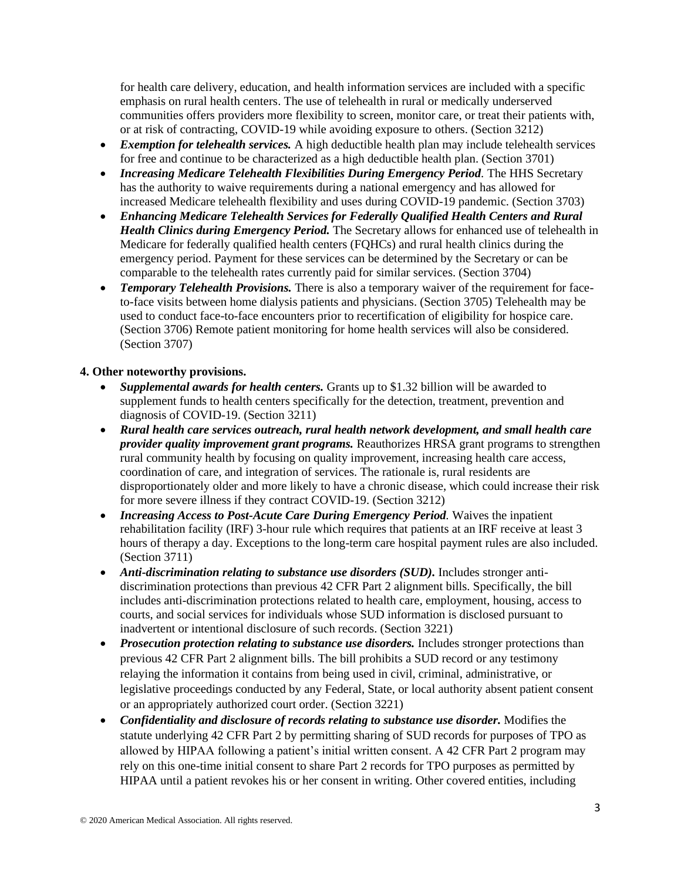for health care delivery, education, and health information services are included with a specific emphasis on rural health centers. The use of telehealth in rural or medically underserved communities offers providers more flexibility to screen, monitor care, or treat their patients with, or at risk of contracting, COVID-19 while avoiding exposure to others. (Section 3212)

- ***Exemption for telehealth services.*** A high deductible health plan may include telehealth services for free and continue to be characterized as a high deductible health plan. (Section 3701)
- ***Increasing Medicare Telehealth Flexibilities During Emergency Period***. The HHS Secretary has the authority to waive requirements during a national emergency and has allowed for increased Medicare telehealth flexibility and uses during COVID-19 pandemic. (Section 3703)
- ***Enhancing Medicare Telehealth Services for Federally Qualified Health Centers and Rural Health Clinics during Emergency Period.*** The Secretary allows for enhanced use of telehealth in Medicare for federally qualified health centers (FQHCs) and rural health clinics during the emergency period. Payment for these services can be determined by the Secretary or can be comparable to the telehealth rates currently paid for similar services. (Section 3704)
- ***Temporary Telehealth Provisions.*** There is also a temporary waiver of the requirement for face-to-face visits between home dialysis patients and physicians. (Section 3705) Telehealth may be used to conduct face-to-face encounters prior to recertification of eligibility for hospice care. (Section 3706) Remote patient monitoring for home health services will also be considered. (Section 3707)

**4. Other noteworthy provisions.**

- ***Supplemental awards for health centers.*** Grants up to $1.32 billion will be awarded to supplement funds to health centers specifically for the detection, treatment, prevention and diagnosis of COVID-19. (Section 3211)
- ***Rural health care services outreach, rural health network development, and small health care provider quality improvement grant programs.*** Reauthorizes HRSA grant programs to strengthen rural community health by focusing on quality improvement, increasing health care access, coordination of care, and integration of services. The rationale is, rural residents are disproportionately older and more likely to have a chronic disease, which could increase their risk for more severe illness if they contract COVID-19. (Section 3212)
- ***Increasing Access to Post-Acute Care During Emergency Period***. Waives the inpatient rehabilitation facility (IRF) 3-hour rule which requires that patients at an IRF receive at least 3 hours of therapy a day. Exceptions to the long-term care hospital payment rules are also included. (Section 3711)
- ***Anti-discrimination relating to substance use disorders (SUD).*** Includes stronger anti-discrimination protections than previous 42 CFR Part 2 alignment bills. Specifically, the bill includes anti-discrimination protections related to health care, employment, housing, access to courts, and social services for individuals whose SUD information is disclosed pursuant to inadvertent or intentional disclosure of such records. (Section 3221)
- ***Prosecution protection relating to substance use disorders.*** Includes stronger protections than previous 42 CFR Part 2 alignment bills. The bill prohibits a SUD record or any testimony relaying the information it contains from being used in civil, criminal, administrative, or legislative proceedings conducted by any Federal, State, or local authority absent patient consent or an appropriately authorized court order. (Section 3221)
- ***Confidentiality and disclosure of records relating to substance use disorder.*** Modifies the statute underlying 42 CFR Part 2 by permitting sharing of SUD records for purposes of TPO as allowed by HIPAA following a patient's initial written consent. A 42 CFR Part 2 program may rely on this one-time initial consent to share Part 2 records for TPO purposes as permitted by HIPAA until a patient revokes his or her consent in writing. Other covered entities, including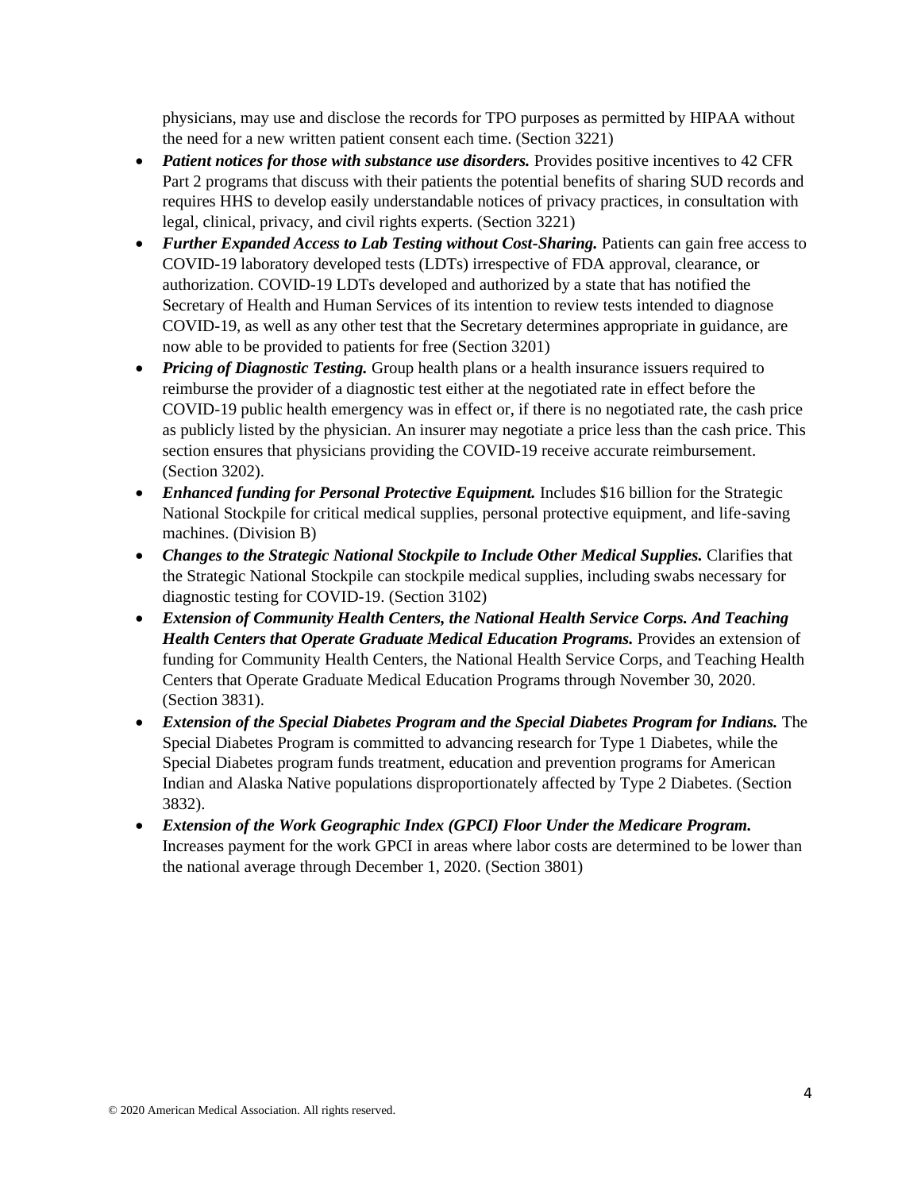physicians, may use and disclose the records for TPO purposes as permitted by HIPAA without the need for a new written patient consent each time. (Section 3221)

- ***Patient notices for those with substance use disorders.*** Provides positive incentives to 42 CFR Part 2 programs that discuss with their patients the potential benefits of sharing SUD records and requires HHS to develop easily understandable notices of privacy practices, in consultation with legal, clinical, privacy, and civil rights experts. (Section 3221)
- ***Further Expanded Access to Lab Testing without Cost-Sharing.*** Patients can gain free access to COVID-19 laboratory developed tests (LDTs) irrespective of FDA approval, clearance, or authorization. COVID-19 LDTs developed and authorized by a state that has notified the Secretary of Health and Human Services of its intention to review tests intended to diagnose COVID-19, as well as any other test that the Secretary determines appropriate in guidance, are now able to be provided to patients for free (Section 3201)
- ***Pricing of Diagnostic Testing.*** Group health plans or a health insurance issuers required to reimburse the provider of a diagnostic test either at the negotiated rate in effect before the COVID-19 public health emergency was in effect or, if there is no negotiated rate, the cash price as publicly listed by the physician. An insurer may negotiate a price less than the cash price. This section ensures that physicians providing the COVID-19 receive accurate reimbursement. (Section 3202).
- ***Enhanced funding for Personal Protective Equipment.*** Includes $16 billion for the Strategic National Stockpile for critical medical supplies, personal protective equipment, and life-saving machines. (Division B)
- ***Changes to the Strategic National Stockpile to Include Other Medical Supplies.*** Clarifies that the Strategic National Stockpile can stockpile medical supplies, including swabs necessary for diagnostic testing for COVID-19. (Section 3102)
- ***Extension of Community Health Centers, the National Health Service Corps. And Teaching Health Centers that Operate Graduate Medical Education Programs.*** Provides an extension of funding for Community Health Centers, the National Health Service Corps, and Teaching Health Centers that Operate Graduate Medical Education Programs through November 30, 2020. (Section 3831).
- ***Extension of the Special Diabetes Program and the Special Diabetes Program for Indians.*** The Special Diabetes Program is committed to advancing research for Type 1 Diabetes, while the Special Diabetes program funds treatment, education and prevention programs for American Indian and Alaska Native populations disproportionately affected by Type 2 Diabetes. (Section 3832).
- ***Extension of the Work Geographic Index (GPCI) Floor Under the Medicare Program.*** Increases payment for the work GPCI in areas where labor costs are determined to be lower than the national average through December 1, 2020. (Section 3801)

© 2020 American Medical Association. All rights reserved.